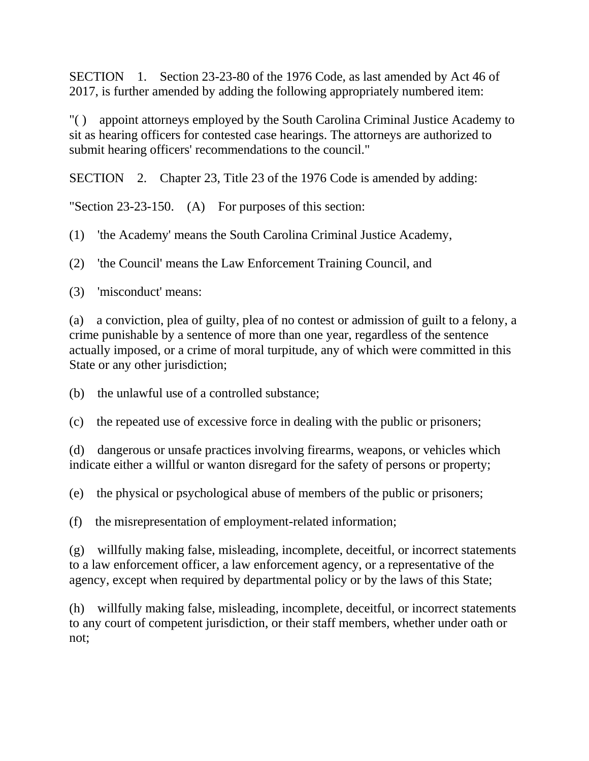SECTION 1. Section 23-23-80 of the 1976 Code, as last amended by Act 46 of 2017, is further amended by adding the following appropriately numbered item:

"( ) appoint attorneys employed by the South Carolina Criminal Justice Academy to sit as hearing officers for contested case hearings. The attorneys are authorized to submit hearing officers' recommendations to the council."

SECTION 2. Chapter 23, Title 23 of the 1976 Code is amended by adding:

"Section 23-23-150. (A) For purposes of this section:

(1) 'the Academy' means the South Carolina Criminal Justice Academy,

(2) 'the Council' means the Law Enforcement Training Council, and

(3) 'misconduct' means:

(a) a conviction, plea of guilty, plea of no contest or admission of guilt to a felony, a crime punishable by a sentence of more than one year, regardless of the sentence actually imposed, or a crime of moral turpitude, any of which were committed in this State or any other jurisdiction;

(b) the unlawful use of a controlled substance;

(c) the repeated use of excessive force in dealing with the public or prisoners;

(d) dangerous or unsafe practices involving firearms, weapons, or vehicles which indicate either a willful or wanton disregard for the safety of persons or property;

(e) the physical or psychological abuse of members of the public or prisoners;

(f) the misrepresentation of employment-related information;

(g) willfully making false, misleading, incomplete, deceitful, or incorrect statements to a law enforcement officer, a law enforcement agency, or a representative of the agency, except when required by departmental policy or by the laws of this State;

(h) willfully making false, misleading, incomplete, deceitful, or incorrect statements to any court of competent jurisdiction, or their staff members, whether under oath or not;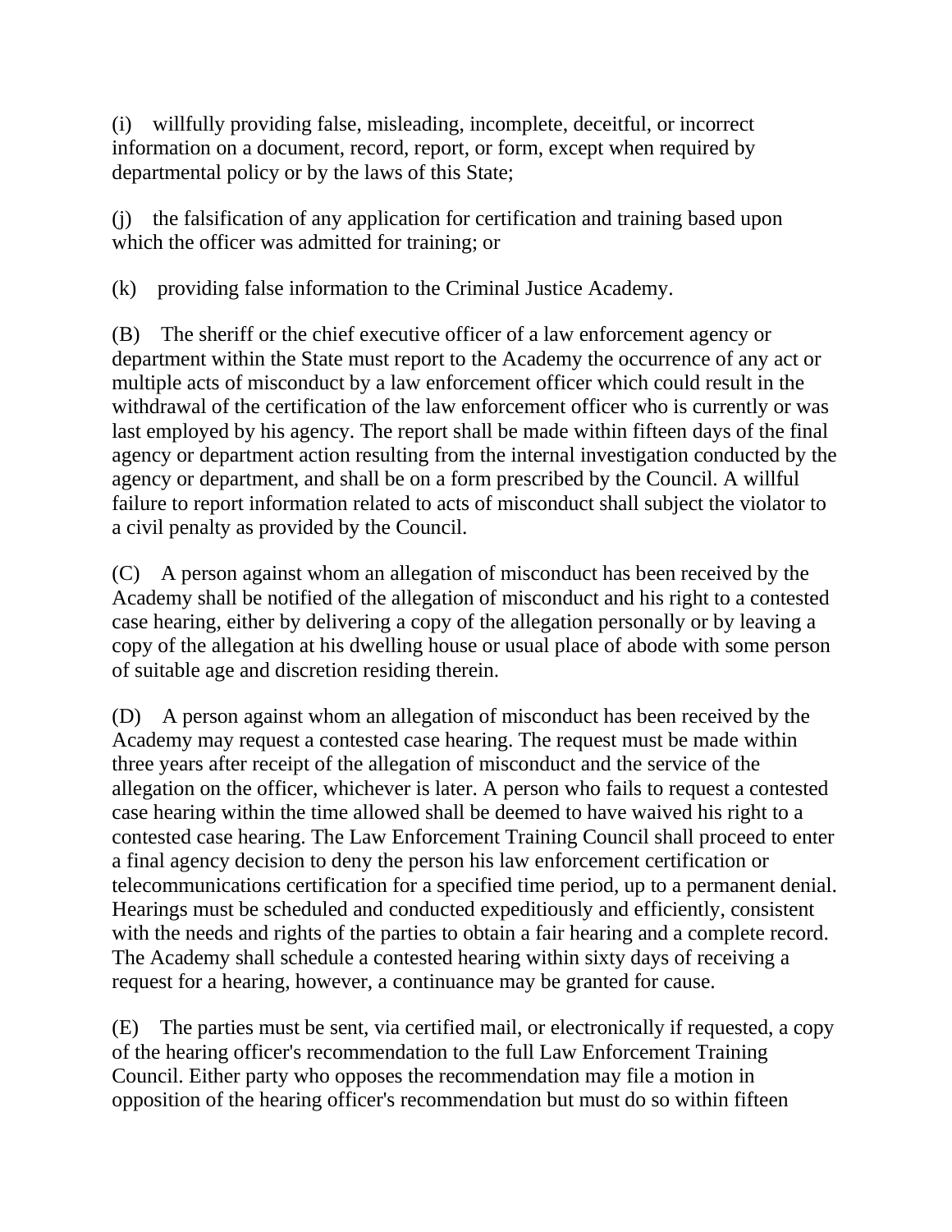(i) willfully providing false, misleading, incomplete, deceitful, or incorrect information on a document, record, report, or form, except when required by departmental policy or by the laws of this State;

(j) the falsification of any application for certification and training based upon which the officer was admitted for training; or

(k) providing false information to the Criminal Justice Academy.

(B) The sheriff or the chief executive officer of a law enforcement agency or department within the State must report to the Academy the occurrence of any act or multiple acts of misconduct by a law enforcement officer which could result in the withdrawal of the certification of the law enforcement officer who is currently or was last employed by his agency. The report shall be made within fifteen days of the final agency or department action resulting from the internal investigation conducted by the agency or department, and shall be on a form prescribed by the Council. A willful failure to report information related to acts of misconduct shall subject the violator to a civil penalty as provided by the Council.

(C) A person against whom an allegation of misconduct has been received by the Academy shall be notified of the allegation of misconduct and his right to a contested case hearing, either by delivering a copy of the allegation personally or by leaving a copy of the allegation at his dwelling house or usual place of abode with some person of suitable age and discretion residing therein.

(D) A person against whom an allegation of misconduct has been received by the Academy may request a contested case hearing. The request must be made within three years after receipt of the allegation of misconduct and the service of the allegation on the officer, whichever is later. A person who fails to request a contested case hearing within the time allowed shall be deemed to have waived his right to a contested case hearing. The Law Enforcement Training Council shall proceed to enter a final agency decision to deny the person his law enforcement certification or telecommunications certification for a specified time period, up to a permanent denial. Hearings must be scheduled and conducted expeditiously and efficiently, consistent with the needs and rights of the parties to obtain a fair hearing and a complete record. The Academy shall schedule a contested hearing within sixty days of receiving a request for a hearing, however, a continuance may be granted for cause.

(E) The parties must be sent, via certified mail, or electronically if requested, a copy of the hearing officer's recommendation to the full Law Enforcement Training Council. Either party who opposes the recommendation may file a motion in opposition of the hearing officer's recommendation but must do so within fifteen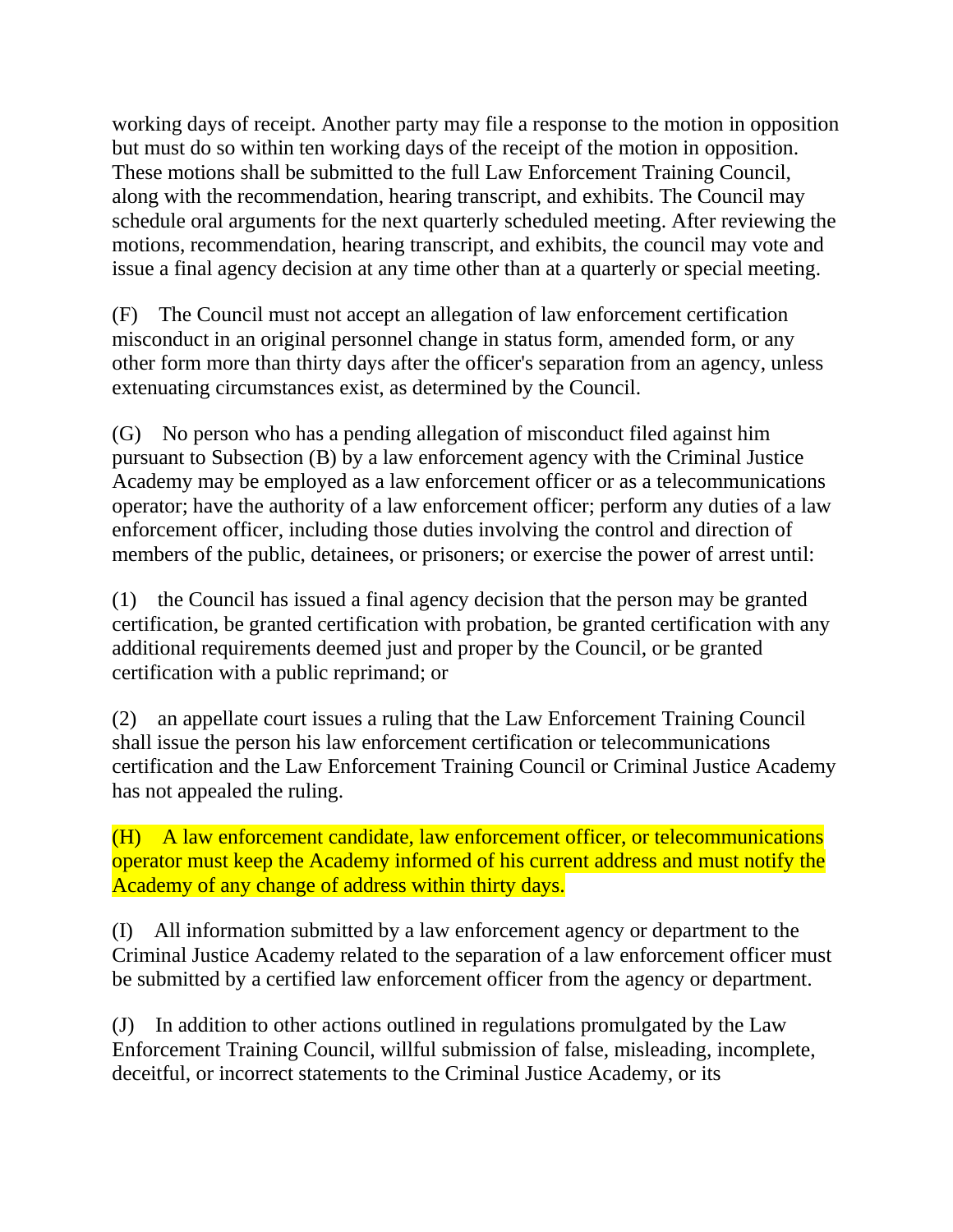working days of receipt. Another party may file a response to the motion in opposition but must do so within ten working days of the receipt of the motion in opposition. These motions shall be submitted to the full Law Enforcement Training Council, along with the recommendation, hearing transcript, and exhibits. The Council may schedule oral arguments for the next quarterly scheduled meeting. After reviewing the motions, recommendation, hearing transcript, and exhibits, the council may vote and issue a final agency decision at any time other than at a quarterly or special meeting.

(F) The Council must not accept an allegation of law enforcement certification misconduct in an original personnel change in status form, amended form, or any other form more than thirty days after the officer's separation from an agency, unless extenuating circumstances exist, as determined by the Council.

(G) No person who has a pending allegation of misconduct filed against him pursuant to Subsection (B) by a law enforcement agency with the Criminal Justice Academy may be employed as a law enforcement officer or as a telecommunications operator; have the authority of a law enforcement officer; perform any duties of a law enforcement officer, including those duties involving the control and direction of members of the public, detainees, or prisoners; or exercise the power of arrest until:

(1) the Council has issued a final agency decision that the person may be granted certification, be granted certification with probation, be granted certification with any additional requirements deemed just and proper by the Council, or be granted certification with a public reprimand; or

(2) an appellate court issues a ruling that the Law Enforcement Training Council shall issue the person his law enforcement certification or telecommunications certification and the Law Enforcement Training Council or Criminal Justice Academy has not appealed the ruling.

(H) A law enforcement candidate, law enforcement officer, or telecommunications operator must keep the Academy informed of his current address and must notify the Academy of any change of address within thirty days.

(I) All information submitted by a law enforcement agency or department to the Criminal Justice Academy related to the separation of a law enforcement officer must be submitted by a certified law enforcement officer from the agency or department.

(J) In addition to other actions outlined in regulations promulgated by the Law Enforcement Training Council, willful submission of false, misleading, incomplete, deceitful, or incorrect statements to the Criminal Justice Academy, or its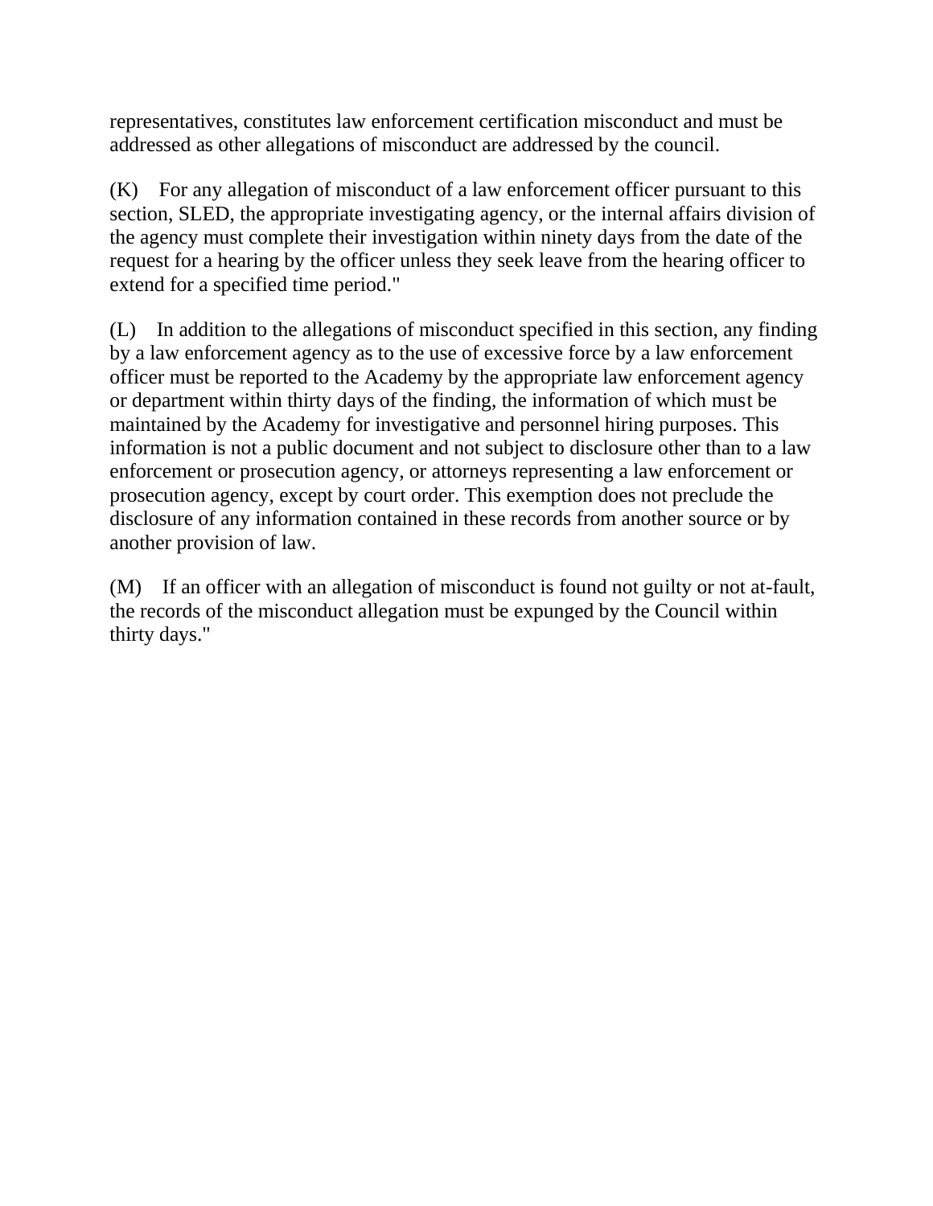representatives, constitutes law enforcement certification misconduct and must be addressed as other allegations of misconduct are addressed by the council.

(K) For any allegation of misconduct of a law enforcement officer pursuant to this section, SLED, the appropriate investigating agency, or the internal affairs division of the agency must complete their investigation within ninety days from the date of the request for a hearing by the officer unless they seek leave from the hearing officer to extend for a specified time period."

(L) In addition to the allegations of misconduct specified in this section, any finding by a law enforcement agency as to the use of excessive force by a law enforcement officer must be reported to the Academy by the appropriate law enforcement agency or department within thirty days of the finding, the information of which must be maintained by the Academy for investigative and personnel hiring purposes. This information is not a public document and not subject to disclosure other than to a law enforcement or prosecution agency, or attorneys representing a law enforcement or prosecution agency, except by court order. This exemption does not preclude the disclosure of any information contained in these records from another source or by another provision of law.

(M) If an officer with an allegation of misconduct is found not guilty or not at-fault, the records of the misconduct allegation must be expunged by the Council within thirty days."